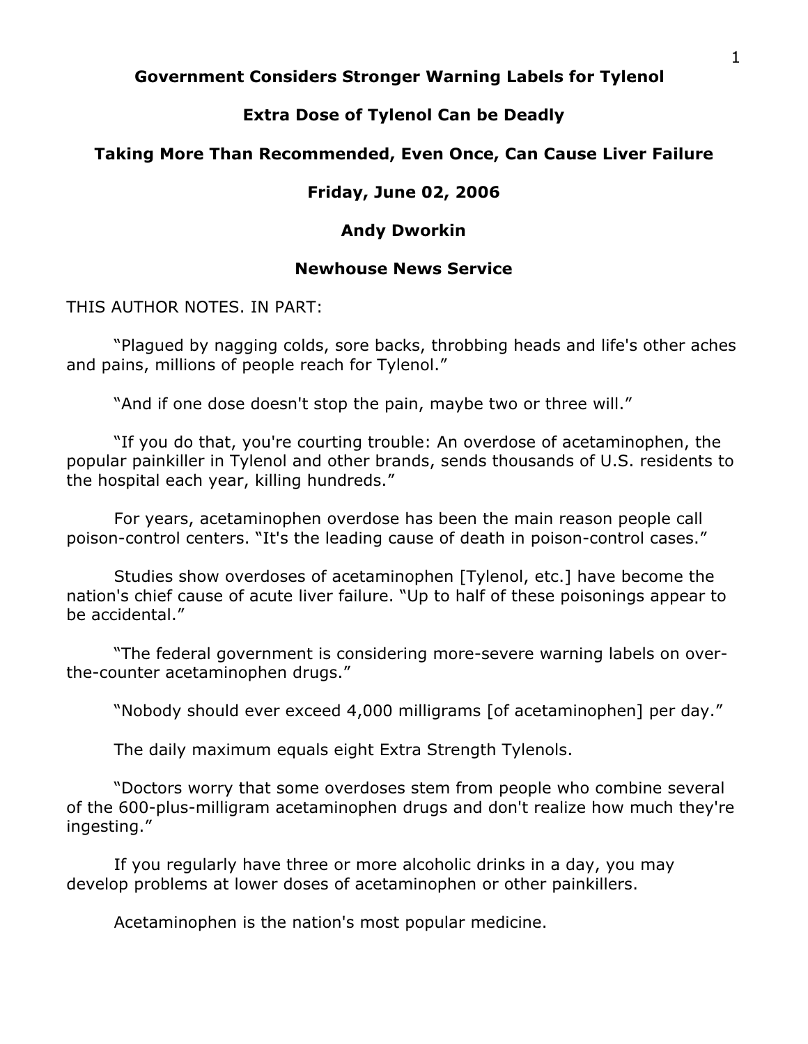**Government Considers Stronger Warning Labels for Tylenol**

**Extra Dose of Tylenol Can be Deadly**

**Taking More Than Recommended, Even Once, Can Cause Liver Failure**

**Friday, June 02, 2006**

**Andy Dworkin**

**Newhouse News Service**

THIS AUTHOR NOTES. IN PART:

"Plagued by nagging colds, sore backs, throbbing heads and life's other aches and pains, millions of people reach for Tylenol."

"And if one dose doesn't stop the pain, maybe two or three will."

"If you do that, you're courting trouble: An overdose of acetaminophen, the popular painkiller in Tylenol and other brands, sends thousands of U.S. residents to the hospital each year, killing hundreds."

For years, acetaminophen overdose has been the main reason people call poison-control centers. "It's the leading cause of death in poison-control cases."

Studies show overdoses of acetaminophen [Tylenol, etc.] have become the nation's chief cause of acute liver failure. "Up to half of these poisonings appear to be accidental."

"The federal government is considering more-severe warning labels on over-the-counter acetaminophen drugs."

"Nobody should ever exceed 4,000 milligrams [of acetaminophen] per day."

The daily maximum equals eight Extra Strength Tylenols.

"Doctors worry that some overdoses stem from people who combine several of the 600-plus-milligram acetaminophen drugs and don't realize how much they're ingesting."

If you regularly have three or more alcoholic drinks in a day, you may develop problems at lower doses of acetaminophen or other painkillers.

Acetaminophen is the nation's most popular medicine.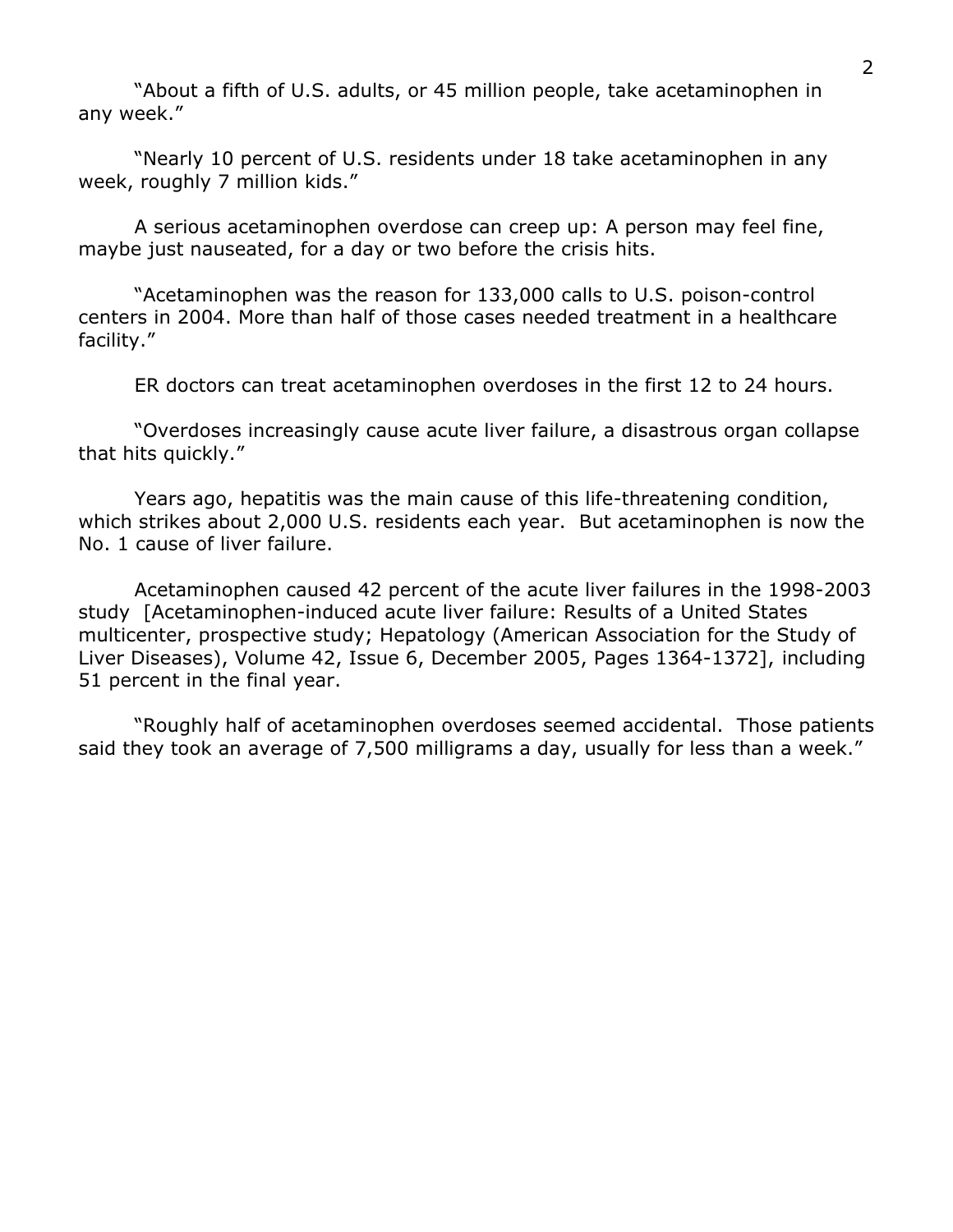"About a fifth of U.S. adults, or 45 million people, take acetaminophen in any week."

"Nearly 10 percent of U.S. residents under 18 take acetaminophen in any week, roughly 7 million kids."

A serious acetaminophen overdose can creep up: A person may feel fine, maybe just nauseated, for a day or two before the crisis hits.

"Acetaminophen was the reason for 133,000 calls to U.S. poison-control centers in 2004. More than half of those cases needed treatment in a healthcare facility."

ER doctors can treat acetaminophen overdoses in the first 12 to 24 hours.

"Overdoses increasingly cause acute liver failure, a disastrous organ collapse that hits quickly."

Years ago, hepatitis was the main cause of this life-threatening condition, which strikes about 2,000 U.S. residents each year. But acetaminophen is now the No. 1 cause of liver failure.

Acetaminophen caused 42 percent of the acute liver failures in the 1998-2003 study [Acetaminophen-induced acute liver failure: Results of a United States multicenter, prospective study; Hepatology (American Association for the Study of Liver Diseases), Volume 42, Issue 6, December 2005, Pages 1364-1372], including 51 percent in the final year.

"Roughly half of acetaminophen overdoses seemed accidental. Those patients said they took an average of 7,500 milligrams a day, usually for less than a week."